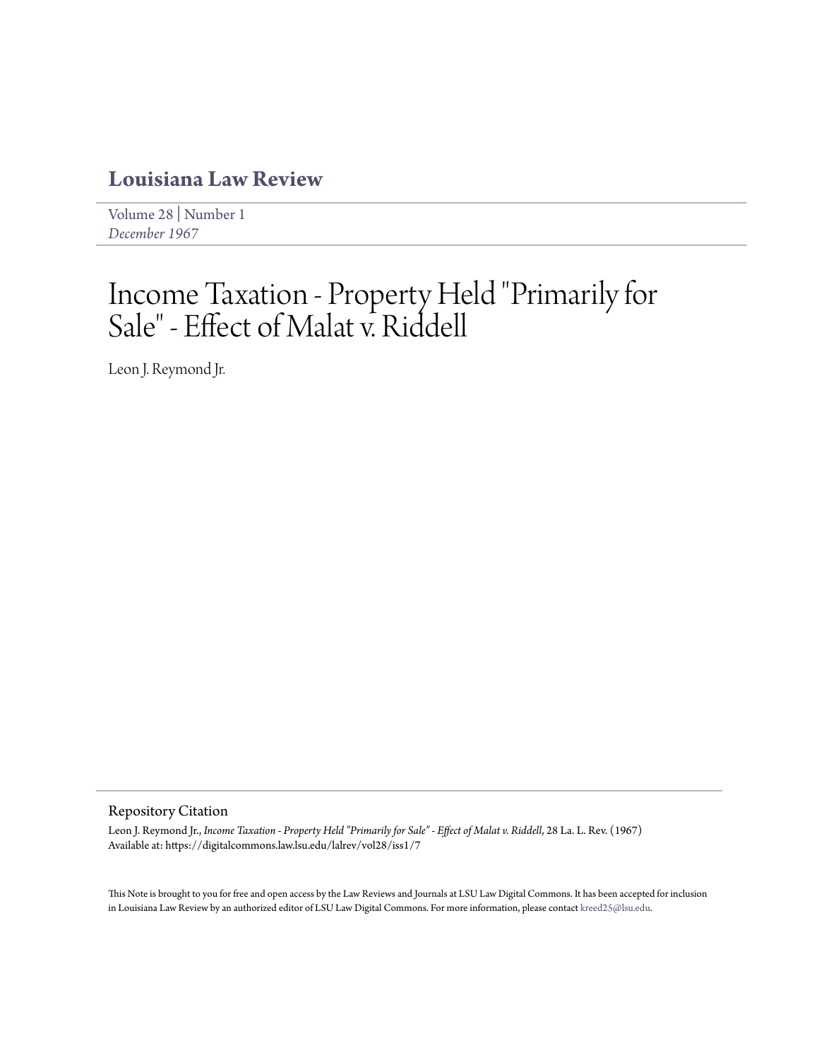# Louisiana Law Review

Volume 28 | Number 1
*December 1967*

# Income Taxation - Property Held "Primarily for Sale" - Effect of Malat v. Riddell

Leon J. Reymond Jr.

## Repository Citation

Leon J. Reymond Jr., *Income Taxation - Property Held "Primarily for Sale" - Effect of Malat v. Riddell,* 28 La. L. Rev. (1967)
Available at: https://digitalcommons.law.lsu.edu/lalrev/vol28/iss1/7

This Note is brought to you for free and open access by the Law Reviews and Journals at LSU Law Digital Commons. It has been accepted for inclusion in Louisiana Law Review by an authorized editor of LSU Law Digital Commons. For more information, please contact kreed25@lsu.edu.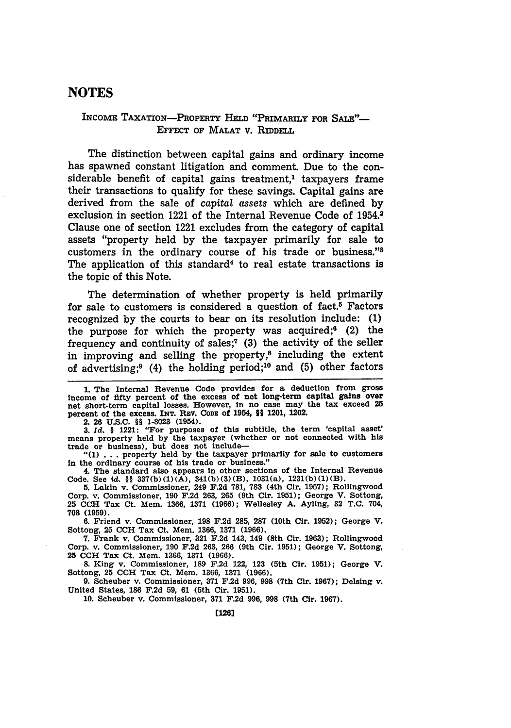# NOTES

## INCOME TAXATION—PROPERTY HELD "PRIMARILY FOR SALE"— EFFECT OF MALAT V. RIDDELL

The distinction between capital gains and ordinary income has spawned constant litigation and comment. Due to the considerable benefit of capital gains treatment,[1] taxpayers frame their transactions to qualify for these savings. Capital gains are derived from the sale of *capital assets* which are defined by exclusion in section 1221 of the Internal Revenue Code of 1954.[2] Clause one of section 1221 excludes from the category of capital assets "property held by the taxpayer primarily for sale to customers in the ordinary course of his trade or business."[3] The application of this standard[4] to real estate transactions is the topic of this Note.

The determination of whether property is held primarily for sale to customers is considered a question of fact.[5] Factors recognized by the courts to bear on its resolution include: (1) the purpose for which the property was acquired;[6] (2) the frequency and continuity of sales;[7] (3) the activity of the seller in improving and selling the property,[8] including the extent of advertising;[9] (4) the holding period;[10] and (5) other factors

---

1. The Internal Revenue Code provides for a deduction from gross income of fifty percent of the excess of net long-term capital gains over net short-term capital losses. However, in no case may the tax exceed 25 percent of the excess. INT. REV. CODE of 1954, §§ 1201, 1202.

2. 26 U.S.C. §§ 1-8023 (1954).

3. *Id.* § 1221: "For purposes of this subtitle, the term 'capital asset' means property held by the taxpayer (whether or not connected with his trade or business), but does not include—

"(1) . . . property held by the taxpayer primarily for sale to customers in the ordinary course of his trade or business."

4. The standard also appears in other sections of the Internal Revenue Code. See *id.* §§ 337(b)(1)(A), 341(b)(3)(B), 1031(a), 1231(b)(1)(B).

5. Lakin v. Commissioner, 249 F.2d 781, 783 (4th Cir. 1957); Rollingwood Corp. v. Commissioner, 190 F.2d 263, 265 (9th Cir. 1951); George V. Sottong, 25 CCH Tax Ct. Mem. 1366, 1371 (1966); Wellesley A. Ayling, 32 T.C. 704, 708 (1959).

6. Friend v. Commissioner, 198 F.2d 285, 287 (10th Cir. 1952); George V. Sottong, 25 CCH Tax Ct. Mem. 1366, 1371 (1966).

7. Frank v. Commissioner, 321 F.2d 143, 149 (8th Cir. 1963); Rollingwood Corp. v. Commissioner, 190 F.2d 263, 266 (9th Cir. 1951); George V. Sottong, 25 CCH Tax Ct. Mem. 1366, 1371 (1966).

8. King v. Commissioner, 189 F.2d 122, 123 (5th Cir. 1951); George V. Sottong, 25 CCH Tax Ct. Mem. 1366, 1371 (1966).

9. Scheuber v. Commissioner, 371 F.2d 996, 998 (7th Cir. 1967); Delsing v. United States, 186 F.2d 59, 61 (5th Cir. 1951).

10. Scheuber v. Commissioner, 371 F.2d 996, 998 (7th Cir. 1967).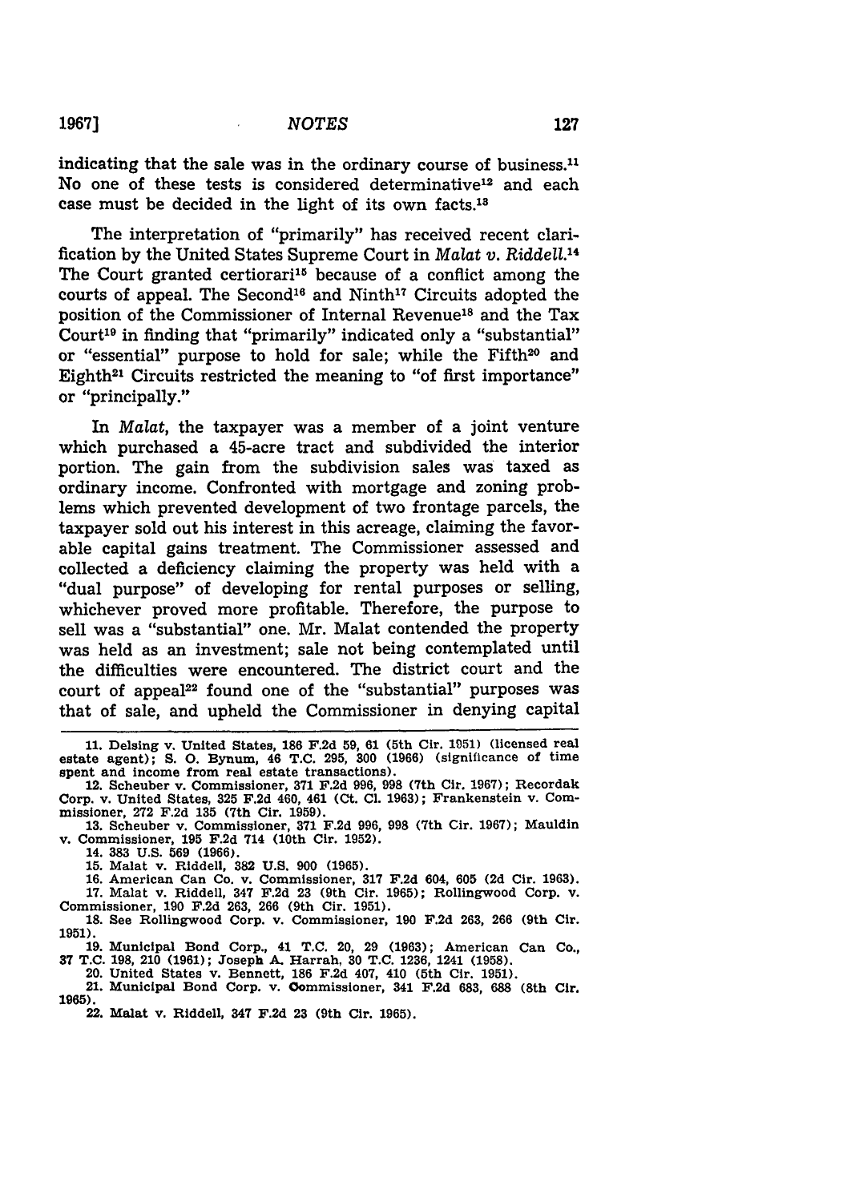indicating that the sale was in the ordinary course of business.[11] No one of these tests is considered determinative[12] and each case must be decided in the light of its own facts.[13]

The interpretation of "primarily" has received recent clarification by the United States Supreme Court in *Malat v. Riddell*.[14] The Court granted certiorari[15] because of a conflict among the courts of appeal. The Second[16] and Ninth[17] Circuits adopted the position of the Commissioner of Internal Revenue[18] and the Tax Court[19] in finding that "primarily" indicated only a "substantial" or "essential" purpose to hold for sale; while the Fifth[20] and Eighth[21] Circuits restricted the meaning to "of first importance" or "principally."

In *Malat*, the taxpayer was a member of a joint venture which purchased a 45-acre tract and subdivided the interior portion. The gain from the subdivision sales was taxed as ordinary income. Confronted with mortgage and zoning problems which prevented development of two frontage parcels, the taxpayer sold out his interest in this acreage, claiming the favorable capital gains treatment. The Commissioner assessed and collected a deficiency claiming the property was held with a "dual purpose" of developing for rental purposes or selling, whichever proved more profitable. Therefore, the purpose to sell was a "substantial" one. Mr. Malat contended the property was held as an investment; sale not being contemplated until the difficulties were encountered. The district court and the court of appeal[22] found one of the "substantial" purposes was that of sale, and upheld the Commissioner in denying capital

---

11. Delsing v. United States, 186 F.2d 59, 61 (5th Cir. 1951) (licensed real estate agent); S. O. Bynum, 46 T.C. 295, 300 (1966) (significance of time spent and income from real estate transactions).

12. Scheuber v. Commissioner, 371 F.2d 996, 998 (7th Cir. 1967); Recordak Corp. v. United States, 325 F.2d 460, 461 (Ct. Cl. 1963); Frankenstein v. Commissioner, 272 F.2d 135 (7th Cir. 1959).

13. Scheuber v. Commissioner, 371 F.2d 996, 998 (7th Cir. 1967); Mauldin v. Commissioner, 195 F.2d 714 (10th Cir. 1952).

14. 383 U.S. 569 (1966).

15. Malat v. Riddell, 382 U.S. 900 (1965).

16. American Can Co. v. Commissioner, 317 F.2d 604, 605 (2d Cir. 1963).

17. Malat v. Riddell, 347 F.2d 23 (9th Cir. 1965); Rollingwood Corp. v. Commissioner, 190 F.2d 263, 266 (9th Cir. 1951).

18. See Rollingwood Corp. v. Commissioner, 190 F.2d 263, 266 (9th Cir. 1951).

19. Municipal Bond Corp., 41 T.C. 20, 29 (1963); American Can Co., 37 T.C. 198, 210 (1961); Joseph A. Harrah, 30 T.C. 1236, 1241 (1958).

20. United States v. Bennett, 186 F.2d 407, 410 (5th Cir. 1951).

21. Municipal Bond Corp. v. Commissioner, 341 F.2d 683, 688 (8th Cir. 1965).

22. Malat v. Riddell, 347 F.2d 23 (9th Cir. 1965).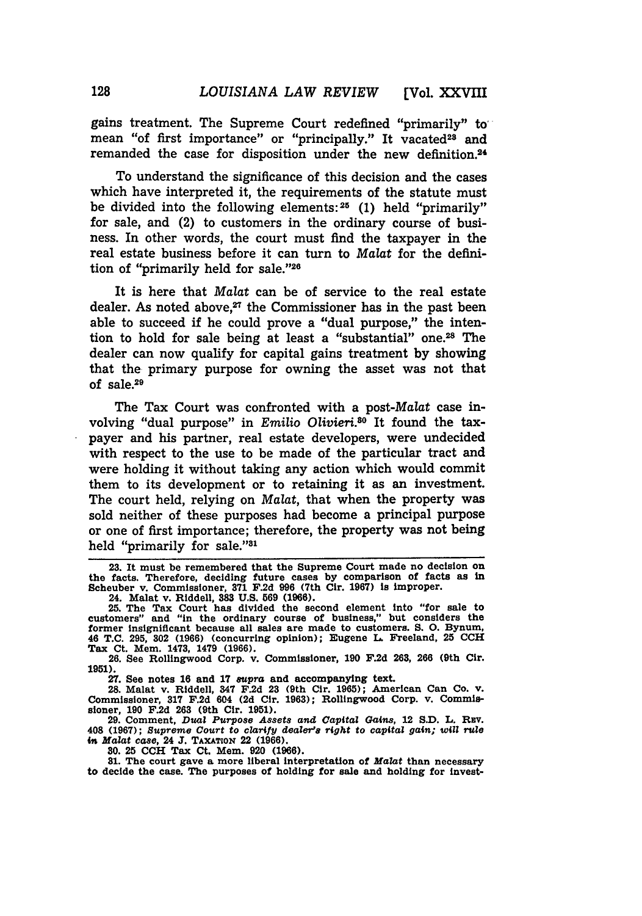gains treatment. The Supreme Court redefined "primarily" to mean "of first importance" or "principally." It vacated[23] and remanded the case for disposition under the new definition.[24]

To understand the significance of this decision and the cases which have interpreted it, the requirements of the statute must be divided into the following elements:[25] (1) held "primarily" for sale, and (2) to customers in the ordinary course of business. In other words, the court must find the taxpayer in the real estate business before it can turn to *Malat* for the definition of "primarily held for sale."[26]

It is here that *Malat* can be of service to the real estate dealer. As noted above,[27] the Commissioner has in the past been able to succeed if he could prove a "dual purpose," the intention to hold for sale being at least a "substantial" one.[28] The dealer can now qualify for capital gains treatment by showing that the primary purpose for owning the asset was not that of sale.[29]

The Tax Court was confronted with a post-*Malat* case involving "dual purpose" in *Emilio Olivieri*.[30] It found the taxpayer and his partner, real estate developers, were undecided with respect to the use to be made of the particular tract and were holding it without taking any action which would commit them to its development or to retaining it as an investment. The court held, relying on *Malat*, that when the property was sold neither of these purposes had become a principal purpose or one of first importance; therefore, the property was not being held "primarily for sale."[31]

---

23. It must be remembered that the Supreme Court made no decision on the facts. Therefore, deciding future cases by comparison of facts as in Scheuber v. Commissioner, 371 F.2d 996 (7th Cir. 1967) is improper.

24. Malat v. Riddell, 383 U.S. 569 (1966).

25. The Tax Court has divided the second element into "for sale to customers" and "in the ordinary course of business," but considers the former insignificant because all sales are made to customers. S. O. Bynum, 46 T.C. 295, 302 (1966) (concurring opinion); Eugene L. Freeland, 25 CCH Tax Ct. Mem. 1473, 1479 (1966).

26. See Rollingwood Corp. v. Commissioner, 190 F.2d 263, 266 (9th Cir. 1951).

27. See notes 16 and 17 *supra* and accompanying text.

28. Malat v. Riddell, 347 F.2d 23 (9th Cir. 1965); American Can Co. v. Commissioner, 317 F.2d 604 (2d Cir. 1963); Rollingwood Corp. v. Commissioner, 190 F.2d 263 (9th Cir. 1951).

29. Comment, *Dual Purpose Assets and Capital Gains*, 12 S.D. L. Rev. 408 (1967); *Supreme Court to clarify dealer's right to capital gain; will rule in Malat case*, 24 J. Taxation 22 (1966).

30. 25 CCH Tax Ct. Mem. 920 (1966).

31. The court gave a more liberal interpretation of *Malat* than necessary to decide the case. The purposes of holding for sale and holding for invest-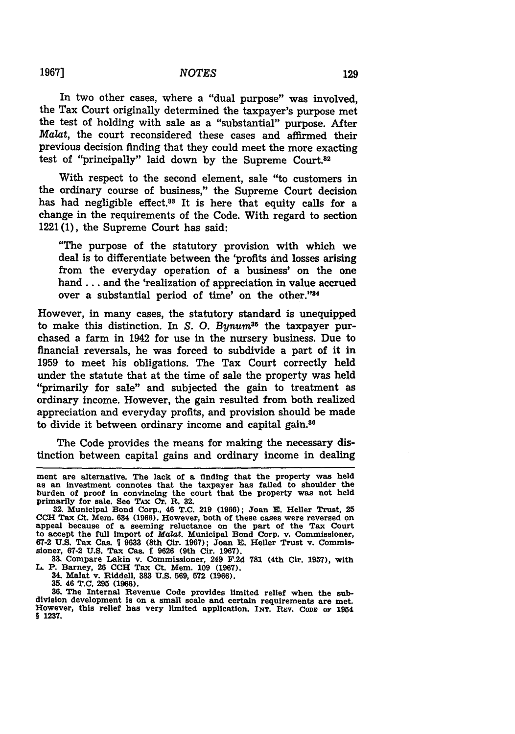In two other cases, where a "dual purpose" was involved, the Tax Court originally determined the taxpayer's purpose met the test of holding with sale as a "substantial" purpose. After *Malat*, the court reconsidered these cases and affirmed their previous decision finding that they could meet the more exacting test of "principally" laid down by the Supreme Court.[32]

With respect to the second element, sale "to customers in the ordinary course of business," the Supreme Court decision has had negligible effect.[33] It is here that equity calls for a change in the requirements of the Code. With regard to section 1221(1), the Supreme Court has said:

> "The purpose of the statutory provision with which we deal is to differentiate between the 'profits and losses arising from the everyday operation of a business' on the one hand . . . and the 'realization of appreciation in value accrued over a substantial period of time' on the other."[34]

However, in many cases, the statutory standard is unequipped to make this distinction. In *S. O. Bynum*[35] the taxpayer purchased a farm in 1942 for use in the nursery business. Due to financial reversals, he was forced to subdivide a part of it in 1959 to meet his obligations. The Tax Court correctly held under the statute that at the time of sale the property was held "primarily for sale" and subjected the gain to treatment as ordinary income. However, the gain resulted from both realized appreciation and everyday profits, and provision should be made to divide it between ordinary income and capital gain.[36]

The Code provides the means for making the necessary distinction between capital gains and ordinary income in dealing

---

ment are alternative. The lack of a finding that the property was held as an investment connotes that the taxpayer has failed to shoulder the burden of proof in convincing the court that the property was not held primarily for sale. See TAX CT. R. 32.

32. Municipal Bond Corp., 46 T.C. 219 (1966); Joan E. Heller Trust, 25 CCH Tax Ct. Mem. 634 (1966). However, both of these cases were reversed on appeal because of a seeming reluctance on the part of the Tax Court to accept the full import of *Malat*. Municipal Bond Corp. v. Commissioner, 67-2 U.S. Tax Cas. ¶ 9633 (8th Cir. 1967); Joan E. Heller Trust v. Commissioner, 67-2 U.S. Tax Cas. ¶ 9626 (9th Cir. 1967).

33. Compare Lakin v. Commissioner, 249 F.2d 781 (4th Cir. 1957), with L. P. Barney, 26 CCH Tax Ct. Mem. 109 (1967).

34. Malat v. Riddell, 383 U.S. 569, 572 (1966).

35. 46 T.C. 295 (1966).

36. The Internal Revenue Code provides limited relief when the subdivision development is on a small scale and certain requirements are met. However, this relief has very limited application. INT. REV. CODE OF 1954 § 1237.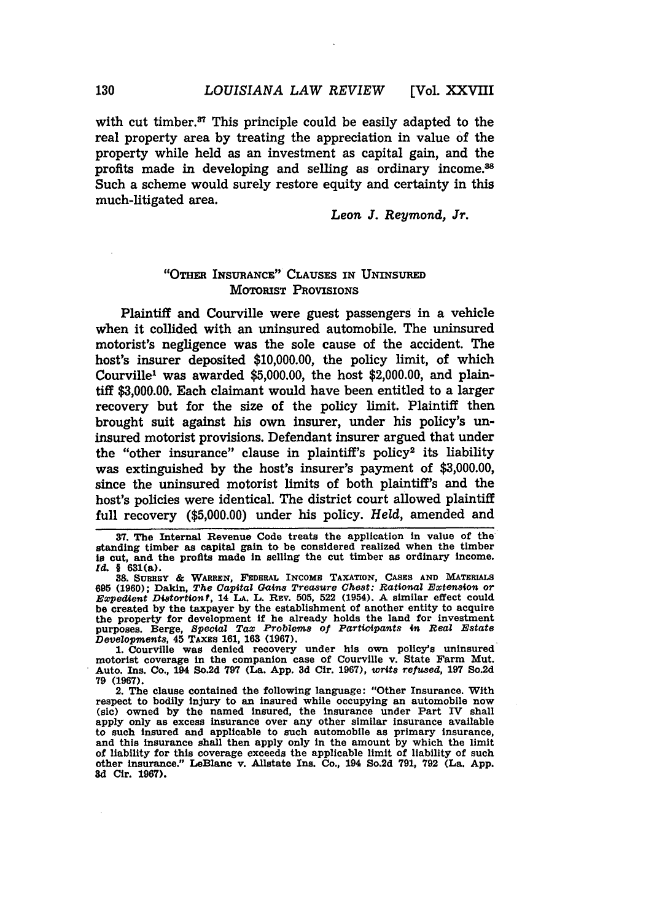with cut timber.[37] This principle could be easily adapted to the real property area by treating the appreciation in value of the property while held as an investment as capital gain, and the profits made in developing and selling as ordinary income.[38] Such a scheme would surely restore equity and certainty in this much-litigated area.

*Leon J. Reymond, Jr.*

## "OTHER INSURANCE" CLAUSES IN UNINSURED MOTORIST PROVISIONS

Plaintiff and Courville were guest passengers in a vehicle when it collided with an uninsured automobile. The uninsured motorist's negligence was the sole cause of the accident. The host's insurer deposited $10,000.00, the policy limit, of which Courville[1] was awarded $5,000.00, the host $2,000.00, and plaintiff $3,000.00. Each claimant would have been entitled to a larger recovery but for the size of the policy limit. Plaintiff then brought suit against his own insurer, under his policy's uninsured motorist provisions. Defendant insurer argued that under the "other insurance" clause in plaintiff's policy[2] its liability was extinguished by the host's insurer's payment of $3,000.00, since the uninsured motorist limits of both plaintiff's and the host's policies were identical. The district court allowed plaintiff full recovery ($5,000.00) under his policy. *Held*, amended and

---

37. The Internal Revenue Code treats the application in value of the standing timber as capital gain to be considered realized when the timber is cut, and the profits made in selling the cut timber as ordinary income. *Id.* § 631(a).

38. SURREY & WARREN, FEDERAL INCOME TAXATION, CASES AND MATERIALS 695 (1960); Dakin, *The Capital Gains Treasure Chest: Rational Extension or Expedient Distortion?*, 14 LA. L. REV. 505, 522 (1954). A similar effect could be created by the taxpayer by the establishment of another entity to acquire the property for development if he already holds the land for investment purposes. Berge, *Special Tax Problems of Participants in Real Estate Developments*, 45 TAXES 161, 163 (1967).

1. Courville was denied recovery under his own policy's uninsured motorist coverage in the companion case of Courville v. State Farm Mut. Auto. Ins. Co., 194 So.2d 797 (La. App. 3d Cir. 1967), *writs refused*, 197 So.2d 79 (1967).

2. The clause contained the following language: "Other Insurance. With respect to bodily injury to an insured while occupying an automobile now (sic) owned by the named insured, the insurance under Part IV shall apply only as excess insurance over any other similar insurance available to such insured and applicable to such automobile as primary insurance, and this insurance shall then apply only in the amount by which the limit of liability for this coverage exceeds the applicable limit of liability of such other insurance." LeBlanc v. Allstate Ins. Co., 194 So.2d 791, 792 (La. App. 3d Cir. 1967).